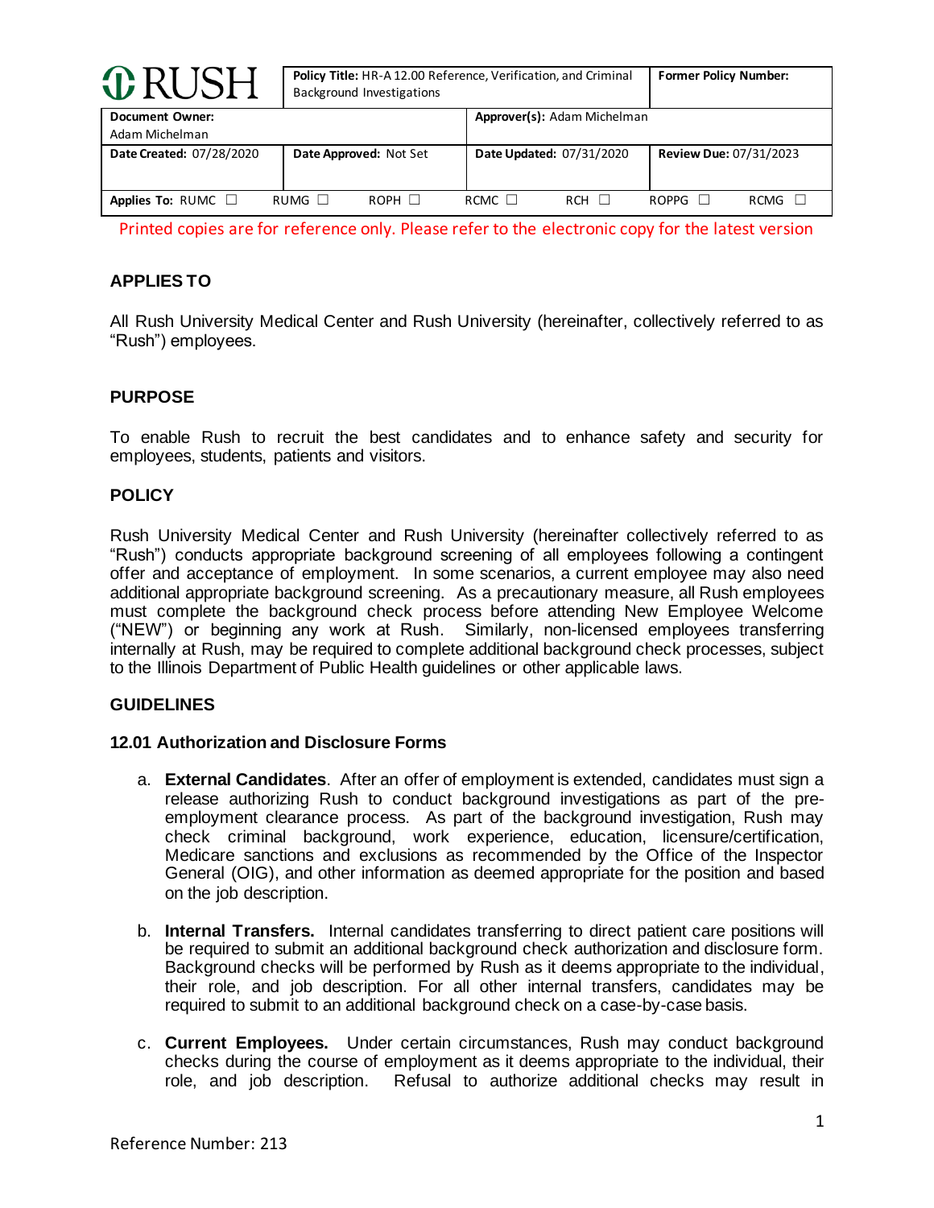| RUSH | Policy Title: HR-A 12.00 Reference, Verification, and Criminal Background Investigations | | Former Policy Number: | | | |
|---|---|---|---|---|---|---|
| Document Owner: Adam Michelman | | | Approver(s): Adam Michelman | | | |
| Date Created: 07/28/2020 | Date Approved: Not Set | | Date Updated: 07/31/2020 | | Review Due: 07/31/2023 | |
| Applies To: RUMC ☐ | RUMG ☐ | ROPH ☐ | RCMC ☐ | RCH ☐ | ROPPG ☐ | RCMG ☐ |

Printed copies are for reference only. Please refer to the electronic copy for the latest version

## APPLIES TO

All Rush University Medical Center and Rush University (hereinafter, collectively referred to as "Rush") employees.

## PURPOSE

To enable Rush to recruit the best candidates and to enhance safety and security for employees, students, patients and visitors.

## POLICY

Rush University Medical Center and Rush University (hereinafter collectively referred to as "Rush") conducts appropriate background screening of all employees following a contingent offer and acceptance of employment. In some scenarios, a current employee may also need additional appropriate background screening. As a precautionary measure, all Rush employees must complete the background check process before attending New Employee Welcome ("NEW") or beginning any work at Rush. Similarly, non-licensed employees transferring internally at Rush, may be required to complete additional background check processes, subject to the Illinois Department of Public Health guidelines or other applicable laws.

## GUIDELINES

### 12.01 Authorization and Disclosure Forms

a. **External Candidates**. After an offer of employment is extended, candidates must sign a release authorizing Rush to conduct background investigations as part of the pre-employment clearance process. As part of the background investigation, Rush may check criminal background, work experience, education, licensure/certification, Medicare sanctions and exclusions as recommended by the Office of the Inspector General (OIG), and other information as deemed appropriate for the position and based on the job description.

b. **Internal Transfers.** Internal candidates transferring to direct patient care positions will be required to submit an additional background check authorization and disclosure form. Background checks will be performed by Rush as it deems appropriate to the individual, their role, and job description. For all other internal transfers, candidates may be required to submit to an additional background check on a case-by-case basis.

c. **Current Employees.** Under certain circumstances, Rush may conduct background checks during the course of employment as it deems appropriate to the individual, their role, and job description. Refusal to authorize additional checks may result in

Reference Number: 213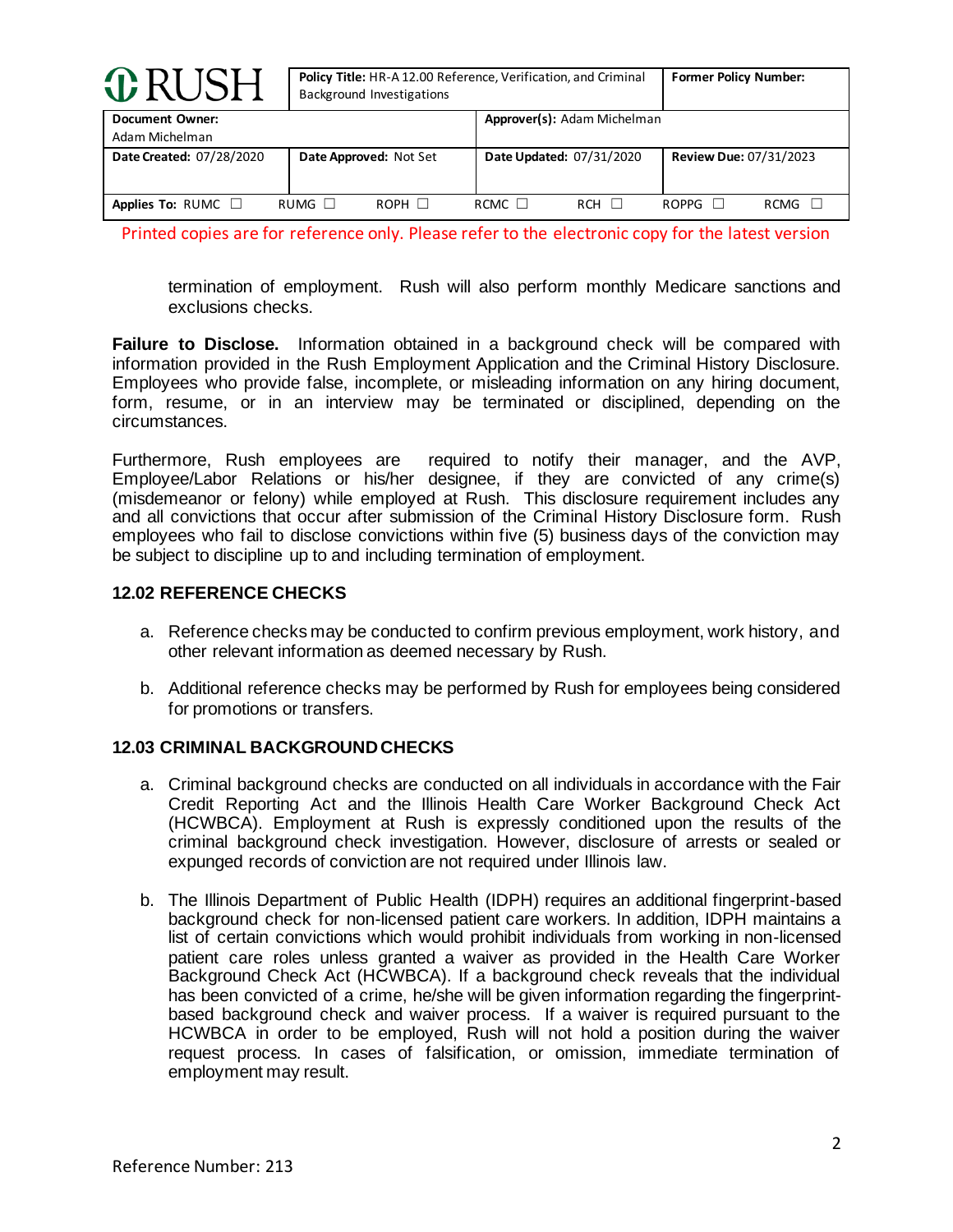termination of employment. Rush will also perform monthly Medicare sanctions and exclusions checks.

**Failure to Disclose.** Information obtained in a background check will be compared with information provided in the Rush Employment Application and the Criminal History Disclosure. Employees who provide false, incomplete, or misleading information on any hiring document, form, resume, or in an interview may be terminated or disciplined, depending on the circumstances.

Furthermore, Rush employees are required to notify their manager, and the AVP, Employee/Labor Relations or his/her designee, if they are convicted of any crime(s) (misdemeanor or felony) while employed at Rush. This disclosure requirement includes any and all convictions that occur after submission of the Criminal History Disclosure form. Rush employees who fail to disclose convictions within five (5) business days of the conviction may be subject to discipline up to and including termination of employment.

### 12.02 REFERENCE CHECKS

a. Reference checks may be conducted to confirm previous employment, work history, and other relevant information as deemed necessary by Rush.

b. Additional reference checks may be performed by Rush for employees being considered for promotions or transfers.

### 12.03 CRIMINAL BACKGROUND CHECKS

a. Criminal background checks are conducted on all individuals in accordance with the Fair Credit Reporting Act and the Illinois Health Care Worker Background Check Act (HCWBCA). Employment at Rush is expressly conditioned upon the results of the criminal background check investigation. However, disclosure of arrests or sealed or expunged records of conviction are not required under Illinois law.

b. The Illinois Department of Public Health (IDPH) requires an additional fingerprint-based background check for non-licensed patient care workers. In addition, IDPH maintains a list of certain convictions which would prohibit individuals from working in non-licensed patient care roles unless granted a waiver as provided in the Health Care Worker Background Check Act (HCWBCA). If a background check reveals that the individual has been convicted of a crime, he/she will be given information regarding the fingerprint-based background check and waiver process. If a waiver is required pursuant to the HCWBCA in order to be employed, Rush will not hold a position during the waiver request process. In cases of falsification, or omission, immediate termination of employment may result.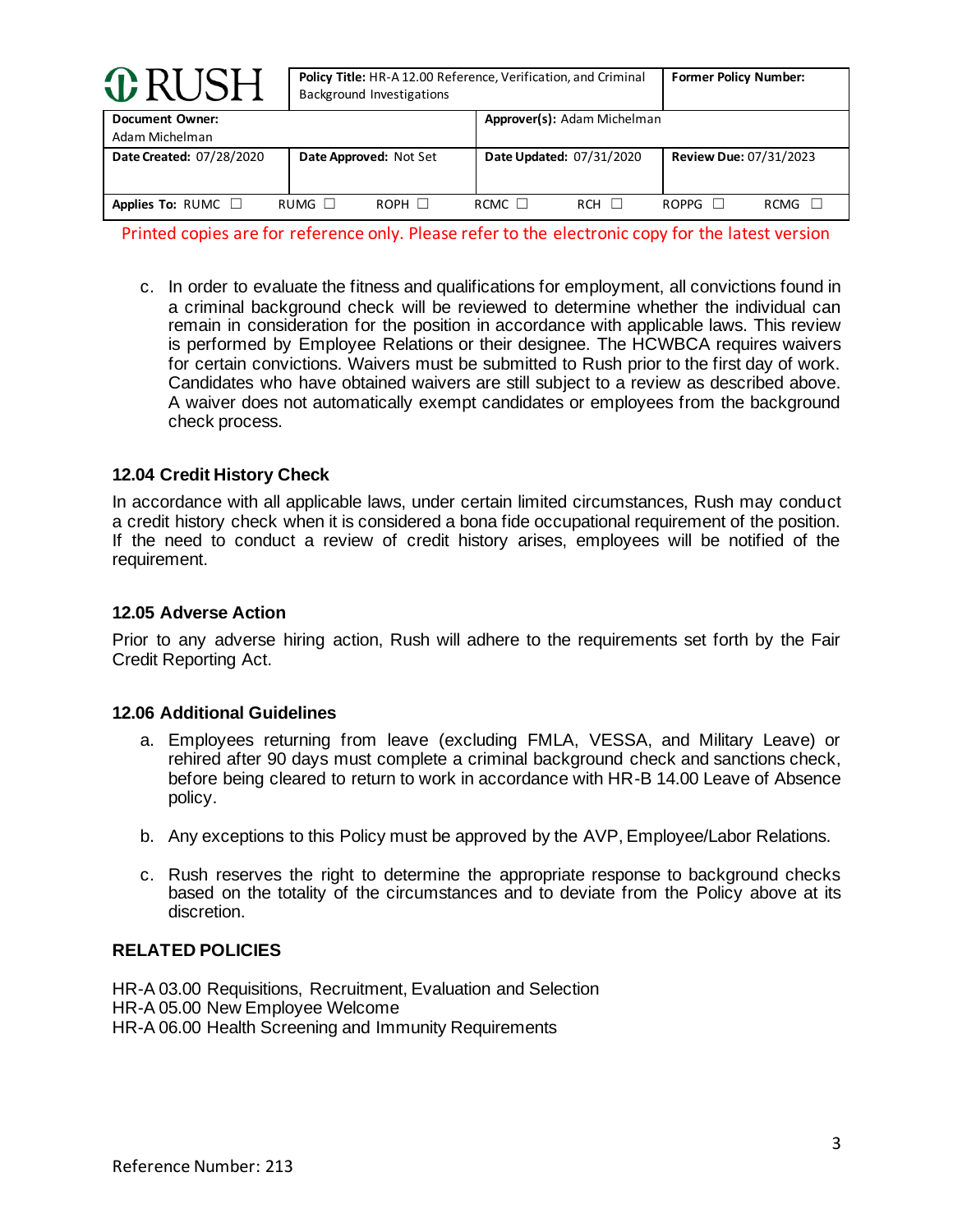c. In order to evaluate the fitness and qualifications for employment, all convictions found in a criminal background check will be reviewed to determine whether the individual can remain in consideration for the position in accordance with applicable laws. This review is performed by Employee Relations or their designee. The HCWBCA requires waivers for certain convictions. Waivers must be submitted to Rush prior to the first day of work. Candidates who have obtained waivers are still subject to a review as described above. A waiver does not automatically exempt candidates or employees from the background check process.

### 12.04 Credit History Check

In accordance with all applicable laws, under certain limited circumstances, Rush may conduct a credit history check when it is considered a bona fide occupational requirement of the position. If the need to conduct a review of credit history arises, employees will be notified of the requirement.

### 12.05 Adverse Action

Prior to any adverse hiring action, Rush will adhere to the requirements set forth by the Fair Credit Reporting Act.

### 12.06 Additional Guidelines

a. Employees returning from leave (excluding FMLA, VESSA, and Military Leave) or rehired after 90 days must complete a criminal background check and sanctions check, before being cleared to return to work in accordance with HR-B 14.00 Leave of Absence policy.

b. Any exceptions to this Policy must be approved by the AVP, Employee/Labor Relations.

c. Rush reserves the right to determine the appropriate response to background checks based on the totality of the circumstances and to deviate from the Policy above at its discretion.

### RELATED POLICIES

HR-A 03.00 Requisitions, Recruitment, Evaluation and Selection
HR-A 05.00 New Employee Welcome
HR-A 06.00 Health Screening and Immunity Requirements

Reference Number: 213